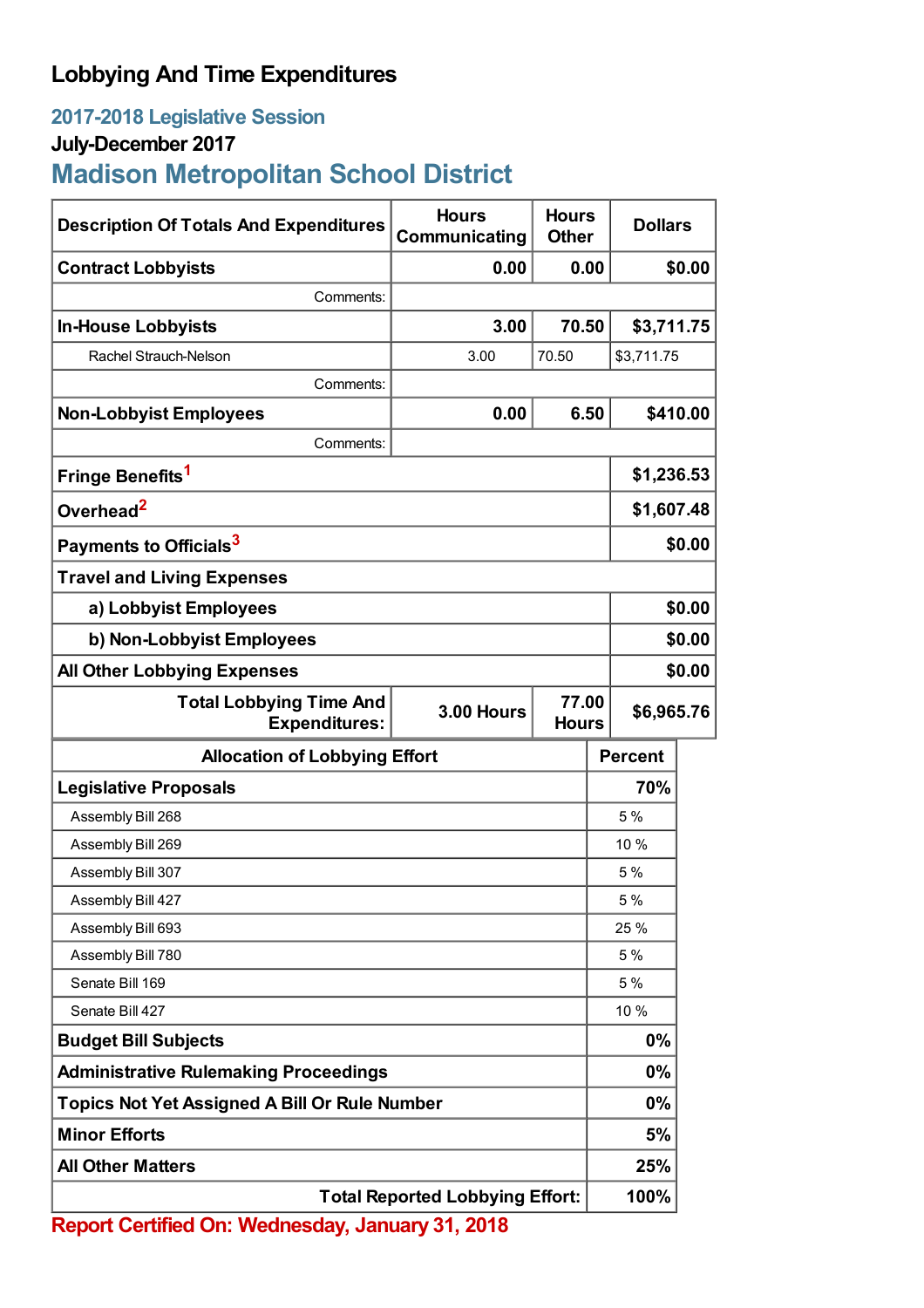# Lobbying And Time Expenditures

## 2017-2018 Legislative Session

### July-December 2017

## Madison Metropolitan School District

| Description Of Totals And Expenditures | Hours Communicating | Hours Other | Dollars |
|---|---|---|---|
| **Contract Lobbyists** | **0.00** | **0.00** | **$0.00** |
| Comments: | | | |
| **In-House Lobbyists** | **3.00** | **70.50** | **$3,711.75** |
| Rachel Strauch-Nelson | 3.00 | 70.50 | $3,711.75 |
| Comments: | | | |
| **Non-Lobbyist Employees** | **0.00** | **6.50** | **$410.00** |
| Comments: | | | |
| **Fringe Benefits**[1] | | | **$1,236.53** |
| **Overhead**[2] | | | **$1,607.48** |
| **Payments to Officials**[3] | | | **$0.00** |
| **Travel and Living Expenses** | | | |
| **a) Lobbyist Employees** | | | **$0.00** |
| **b) Non-Lobbyist Employees** | | | **$0.00** |
| **All Other Lobbying Expenses** | | | **$0.00** |
| **Total Lobbying Time And Expenditures:** | **3.00 Hours** | **77.00 Hours** | **$6,965.76** |

| Allocation of Lobbying Effort | Percent |
|---|---|
| **Legislative Proposals** | **70%** |
| Assembly Bill 268 | 5 % |
| Assembly Bill 269 | 10 % |
| Assembly Bill 307 | 5 % |
| Assembly Bill 427 | 5 % |
| Assembly Bill 693 | 25 % |
| Assembly Bill 780 | 5 % |
| Senate Bill 169 | 5 % |
| Senate Bill 427 | 10 % |
| **Budget Bill Subjects** | **0%** |
| **Administrative Rulemaking Proceedings** | **0%** |
| **Topics Not Yet Assigned A Bill Or Rule Number** | **0%** |
| **Minor Efforts** | **5%** |
| **All Other Matters** | **25%** |
| **Total Reported Lobbying Effort:** | **100%** |

**Report Certified On: Wednesday, January 31, 2018**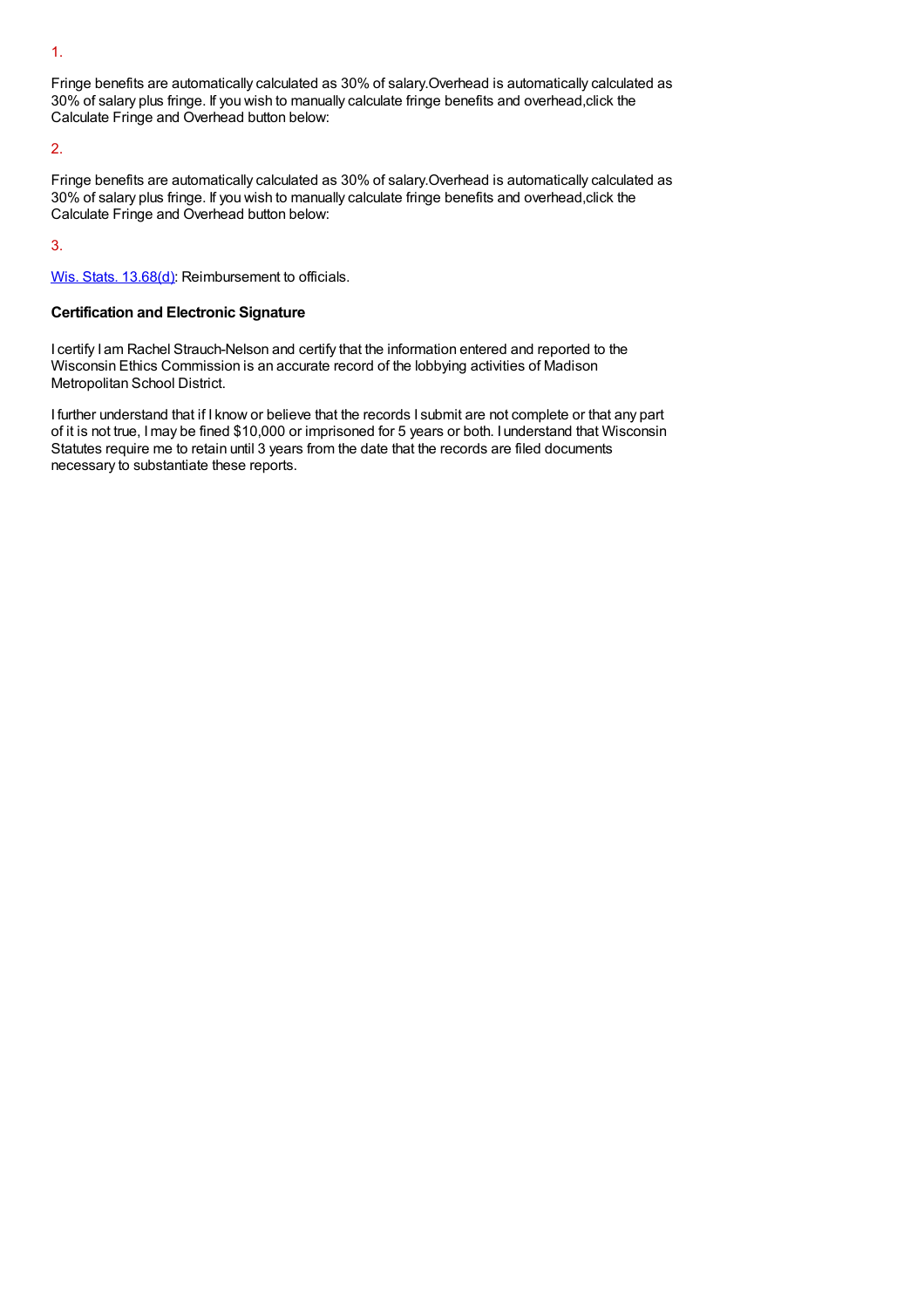1.

Fringe benefits are automatically calculated as 30% of salary.Overhead is automatically calculated as 30% of salary plus fringe. If you wish to manually calculate fringe benefits and overhead,click the Calculate Fringe and Overhead button below:

2.

Fringe benefits are automatically calculated as 30% of salary.Overhead is automatically calculated as 30% of salary plus fringe. If you wish to manually calculate fringe benefits and overhead,click the Calculate Fringe and Overhead button below:

3.

Wis. Stats. 13.68(d): Reimbursement to officials.

**Certification and Electronic Signature**

I certify I am Rachel Strauch-Nelson and certify that the information entered and reported to the Wisconsin Ethics Commission is an accurate record of the lobbying activities of Madison Metropolitan School District.

I further understand that if I know or believe that the records I submit are not complete or that any part of it is not true, I may be fined $10,000 or imprisoned for 5 years or both. I understand that Wisconsin Statutes require me to retain until 3 years from the date that the records are filed documents necessary to substantiate these reports.